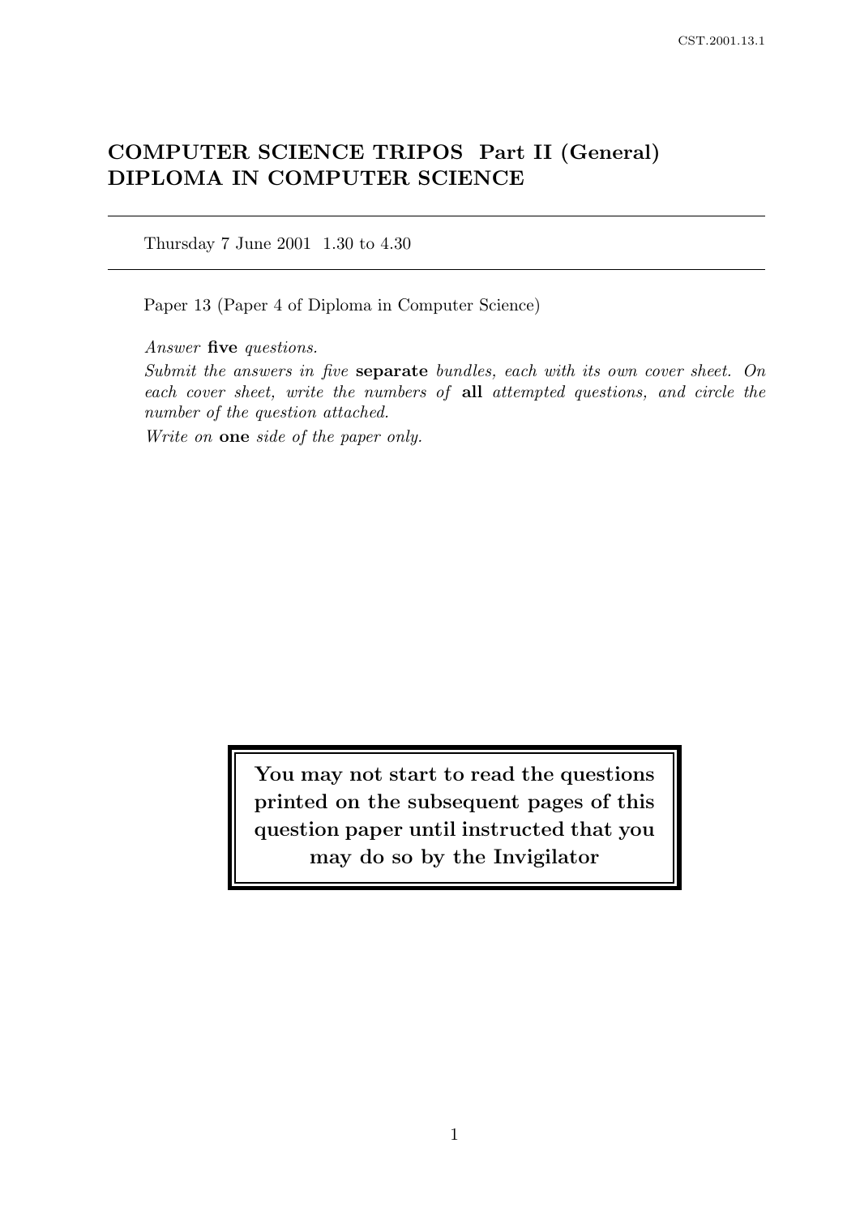# COMPUTER SCIENCE TRIPOS Part II (General)
# DIPLOMA IN COMPUTER SCIENCE

---

Thursday 7 June 2001 1.30 to 4.30

---

Paper 13 (Paper 4 of Diploma in Computer Science)

*Answer* **five** *questions.*

*Submit the answers in five* **separate** *bundles, each with its own cover sheet. On each cover sheet, write the numbers of* **all** *attempted questions, and circle the number of the question attached.*

*Write on* **one** *side of the paper only.*

**You may not start to read the questions printed on the subsequent pages of this question paper until instructed that you may do so by the Invigilator**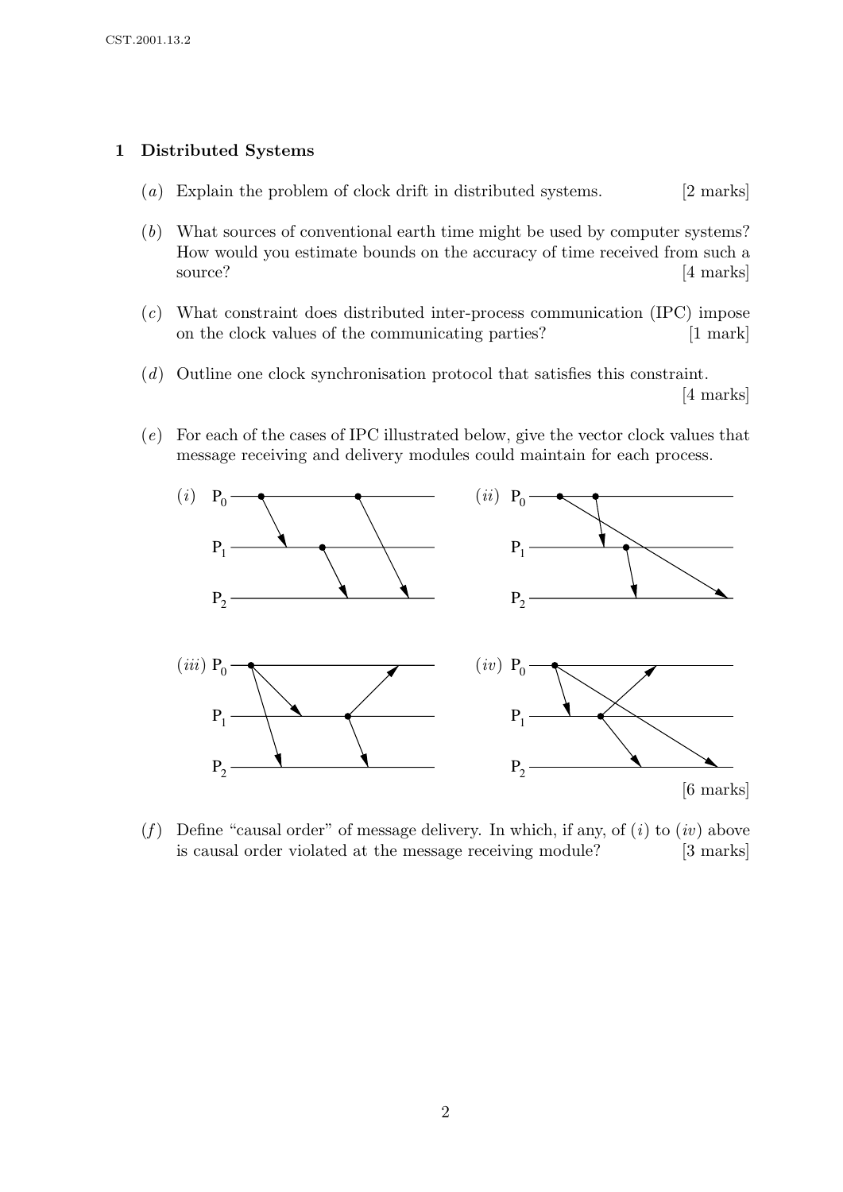## 1 Distributed Systems

(*a*) Explain the problem of clock drift in distributed systems. [2 marks]

(*b*) What sources of conventional earth time might be used by computer systems? How would you estimate bounds on the accuracy of time received from such a source? [4 marks]

(*c*) What constraint does distributed inter-process communication (IPC) impose on the clock values of the communicating parties? [1 mark]

(*d*) Outline one clock synchronisation protocol that satisfies this constraint. [4 marks]

(*e*) For each of the cases of IPC illustrated below, give the vector clock values that message receiving and delivery modules could maintain for each process.

(*i*) $P_0$, $P_1$, $P_2$ (*ii*) $P_0$, $P_1$, $P_2$

(*iii*) $P_0$, $P_1$, $P_2$ (*iv*) $P_0$, $P_1$, $P_2$

[6 marks]

(*f*) Define "causal order" of message delivery. In which, if any, of (*i*) to (*iv*) above is causal order violated at the message receiving module? [3 marks]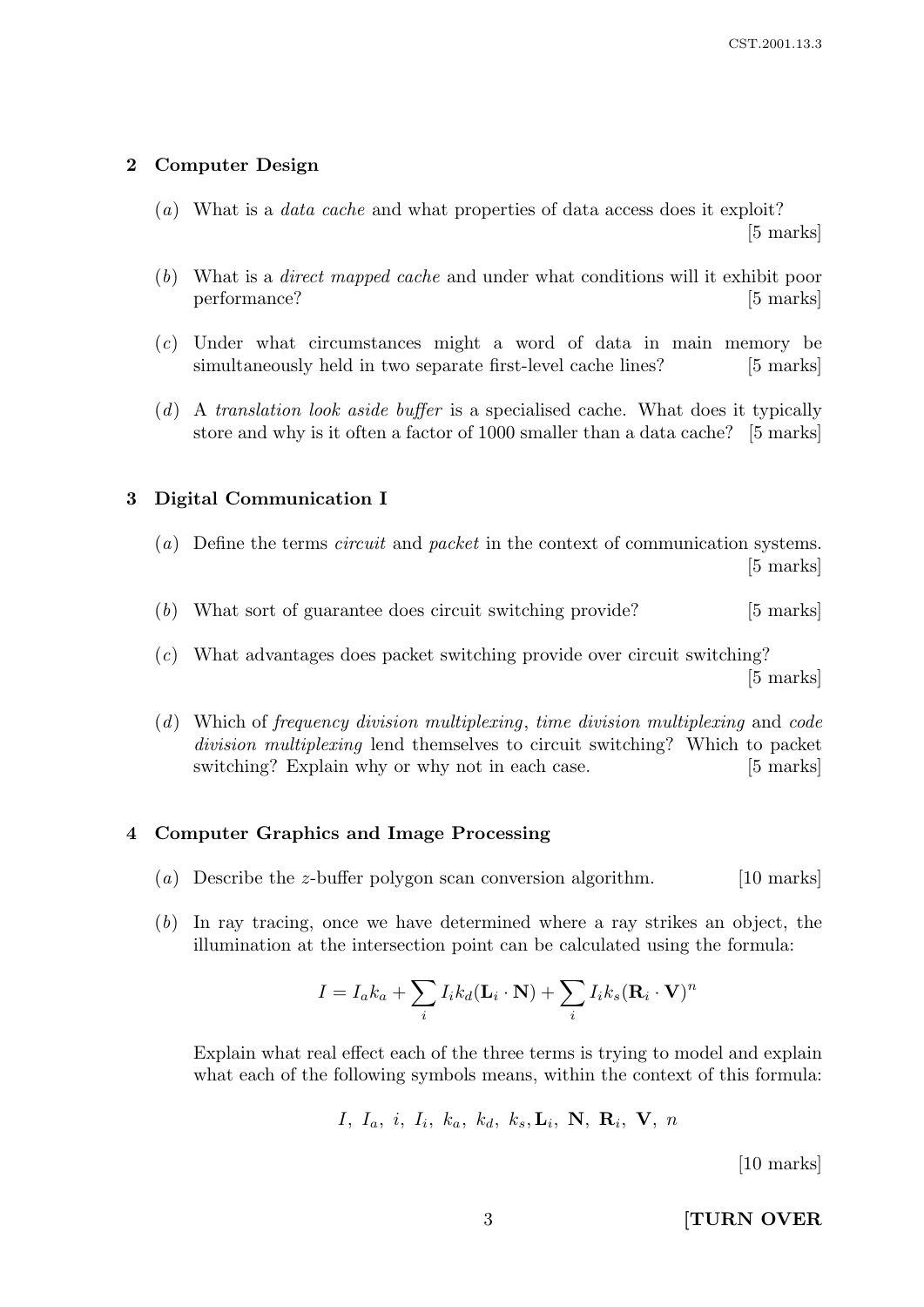## 2 Computer Design

(*a*) What is a *data cache* and what properties of data access does it exploit? [5 marks]

(*b*) What is a *direct mapped cache* and under what conditions will it exhibit poor performance? [5 marks]

(*c*) Under what circumstances might a word of data in main memory be simultaneously held in two separate first-level cache lines? [5 marks]

(*d*) A *translation look aside buffer* is a specialised cache. What does it typically store and why is it often a factor of 1000 smaller than a data cache? [5 marks]

## 3 Digital Communication I

(*a*) Define the terms *circuit* and *packet* in the context of communication systems. [5 marks]

(*b*) What sort of guarantee does circuit switching provide? [5 marks]

(*c*) What advantages does packet switching provide over circuit switching? [5 marks]

(*d*) Which of *frequency division multiplexing*, *time division multiplexing* and *code division multiplexing* lend themselves to circuit switching? Which to packet switching? Explain why or why not in each case. [5 marks]

## 4 Computer Graphics and Image Processing

(*a*) Describe the $z$-buffer polygon scan conversion algorithm. [10 marks]

(*b*) In ray tracing, once we have determined where a ray strikes an object, the illumination at the intersection point can be calculated using the formula:

$$I = I_a k_a + \sum_i I_i k_d (\mathbf{L}_i \cdot \mathbf{N}) + \sum_i I_i k_s (\mathbf{R}_i \cdot \mathbf{V})^n$$

Explain what real effect each of the three terms is trying to model and explain what each of the following symbols means, within the context of this formula:

$$I,\ I_a,\ i,\ I_i,\ k_a,\ k_d,\ k_s, \mathbf{L}_i,\ \mathbf{N},\ \mathbf{R}_i,\ \mathbf{V},\ n$$

[10 marks]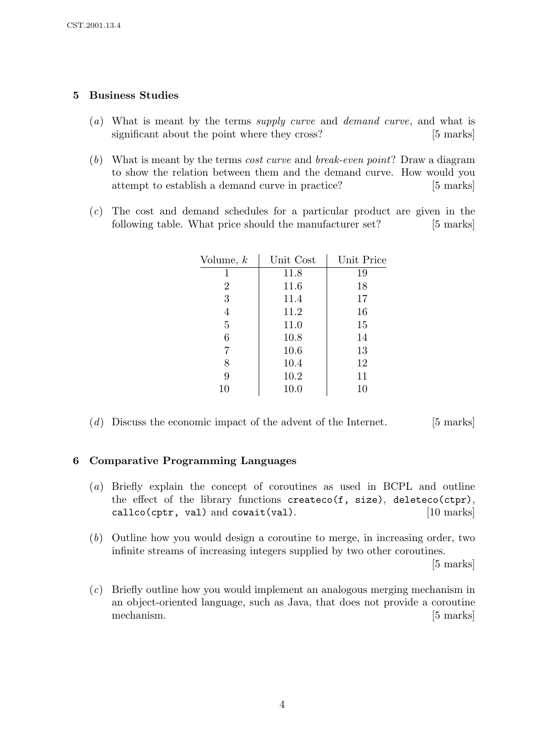## 5 Business Studies

(*a*) What is meant by the terms *supply curve* and *demand curve*, and what is significant about the point where they cross? [5 marks]

(*b*) What is meant by the terms *cost curve* and *break-even point*? Draw a diagram to show the relation between them and the demand curve. How would you attempt to establish a demand curve in practice? [5 marks]

(*c*) The cost and demand schedules for a particular product are given in the following table. What price should the manufacturer set? [5 marks]

| Volume, $k$ | Unit Cost | Unit Price |
|---|---|---|
| 1 | 11.8 | 19 |
| 2 | 11.6 | 18 |
| 3 | 11.4 | 17 |
| 4 | 11.2 | 16 |
| 5 | 11.0 | 15 |
| 6 | 10.8 | 14 |
| 7 | 10.6 | 13 |
| 8 | 10.4 | 12 |
| 9 | 10.2 | 11 |
| 10 | 10.0 | 10 |

(*d*) Discuss the economic impact of the advent of the Internet. [5 marks]

## 6 Comparative Programming Languages

(*a*) Briefly explain the concept of coroutines as used in BCPL and outline the effect of the library functions `createco(f, size)`, `deleteco(ctpr)`, `callco(cptr, val)` and `cowait(val)`. [10 marks]

(*b*) Outline how you would design a coroutine to merge, in increasing order, two infinite streams of increasing integers supplied by two other coroutines. [5 marks]

(*c*) Briefly outline how you would implement an analogous merging mechanism in an object-oriented language, such as Java, that does not provide a coroutine mechanism. [5 marks]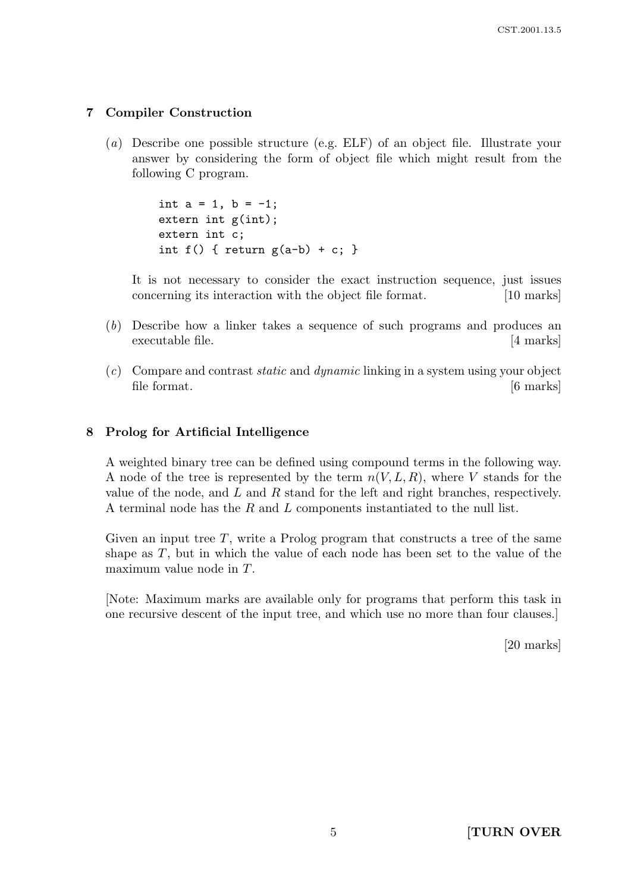## 7 Compiler Construction

(*a*) Describe one possible structure (e.g. ELF) of an object file. Illustrate your answer by considering the form of object file which might result from the following C program.

```
int a = 1, b = -1;
extern int g(int);
extern int c;
int f() { return g(a-b) + c; }
```

It is not necessary to consider the exact instruction sequence, just issues concerning its interaction with the object file format. [10 marks]

(*b*) Describe how a linker takes a sequence of such programs and produces an executable file. [4 marks]

(*c*) Compare and contrast *static* and *dynamic* linking in a system using your object file format. [6 marks]

## 8 Prolog for Artificial Intelligence

A weighted binary tree can be defined using compound terms in the following way. A node of the tree is represented by the term $n(V, L, R)$, where $V$ stands for the value of the node, and $L$ and $R$ stand for the left and right branches, respectively. A terminal node has the $R$ and $L$ components instantiated to the null list.

Given an input tree $T$, write a Prolog program that constructs a tree of the same shape as $T$, but in which the value of each node has been set to the value of the maximum value node in $T$.

[Note: Maximum marks are available only for programs that perform this task in one recursive descent of the input tree, and which use no more than four clauses.]

[20 marks]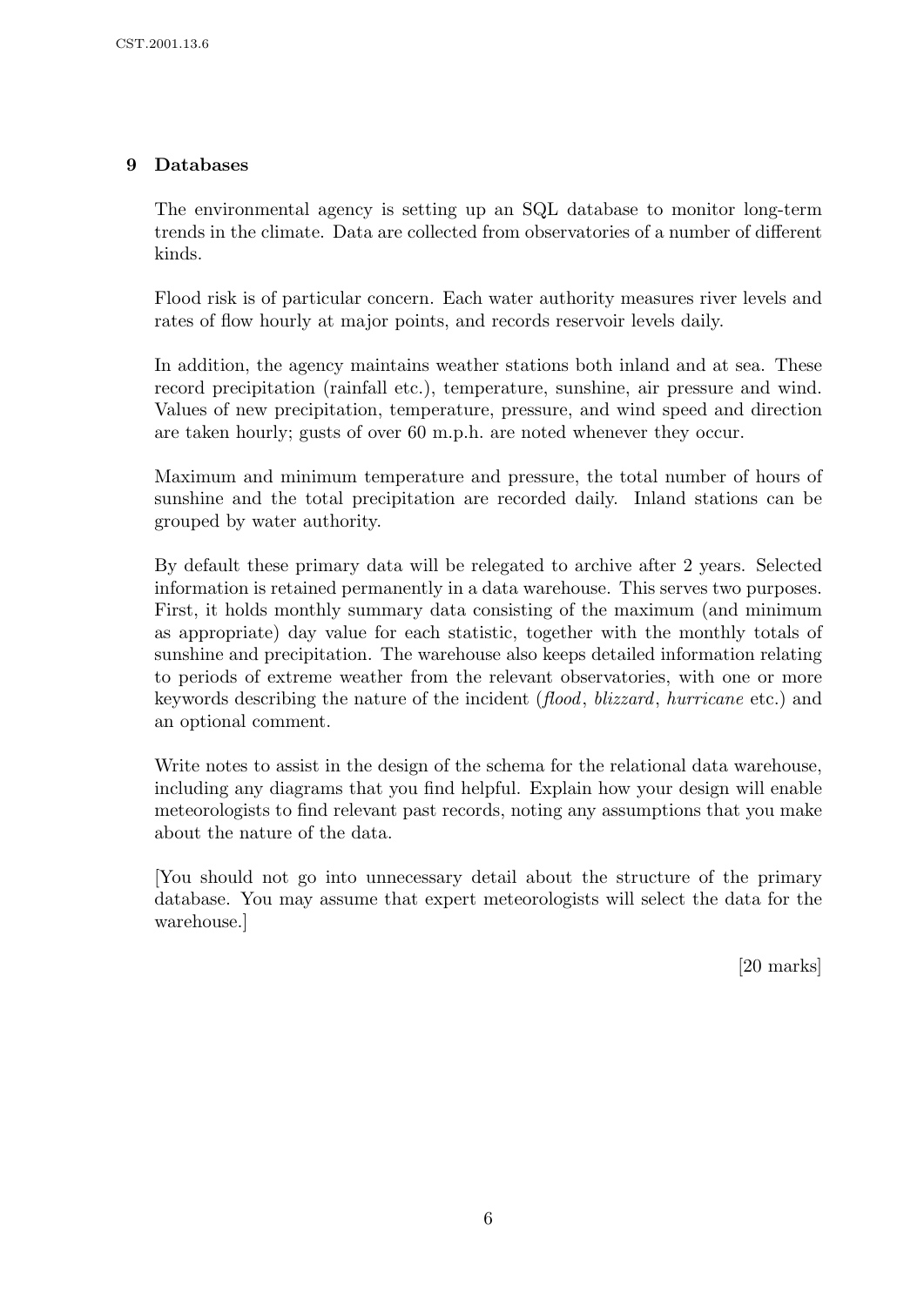## 9 Databases

The environmental agency is setting up an SQL database to monitor long-term trends in the climate. Data are collected from observatories of a number of different kinds.

Flood risk is of particular concern. Each water authority measures river levels and rates of flow hourly at major points, and records reservoir levels daily.

In addition, the agency maintains weather stations both inland and at sea. These record precipitation (rainfall etc.), temperature, sunshine, air pressure and wind. Values of new precipitation, temperature, pressure, and wind speed and direction are taken hourly; gusts of over 60 m.p.h. are noted whenever they occur.

Maximum and minimum temperature and pressure, the total number of hours of sunshine and the total precipitation are recorded daily. Inland stations can be grouped by water authority.

By default these primary data will be relegated to archive after 2 years. Selected information is retained permanently in a data warehouse. This serves two purposes. First, it holds monthly summary data consisting of the maximum (and minimum as appropriate) day value for each statistic, together with the monthly totals of sunshine and precipitation. The warehouse also keeps detailed information relating to periods of extreme weather from the relevant observatories, with one or more keywords describing the nature of the incident (*flood*, *blizzard*, *hurricane* etc.) and an optional comment.

Write notes to assist in the design of the schema for the relational data warehouse, including any diagrams that you find helpful. Explain how your design will enable meteorologists to find relevant past records, noting any assumptions that you make about the nature of the data.

[You should not go into unnecessary detail about the structure of the primary database. You may assume that expert meteorologists will select the data for the warehouse.]

[20 marks]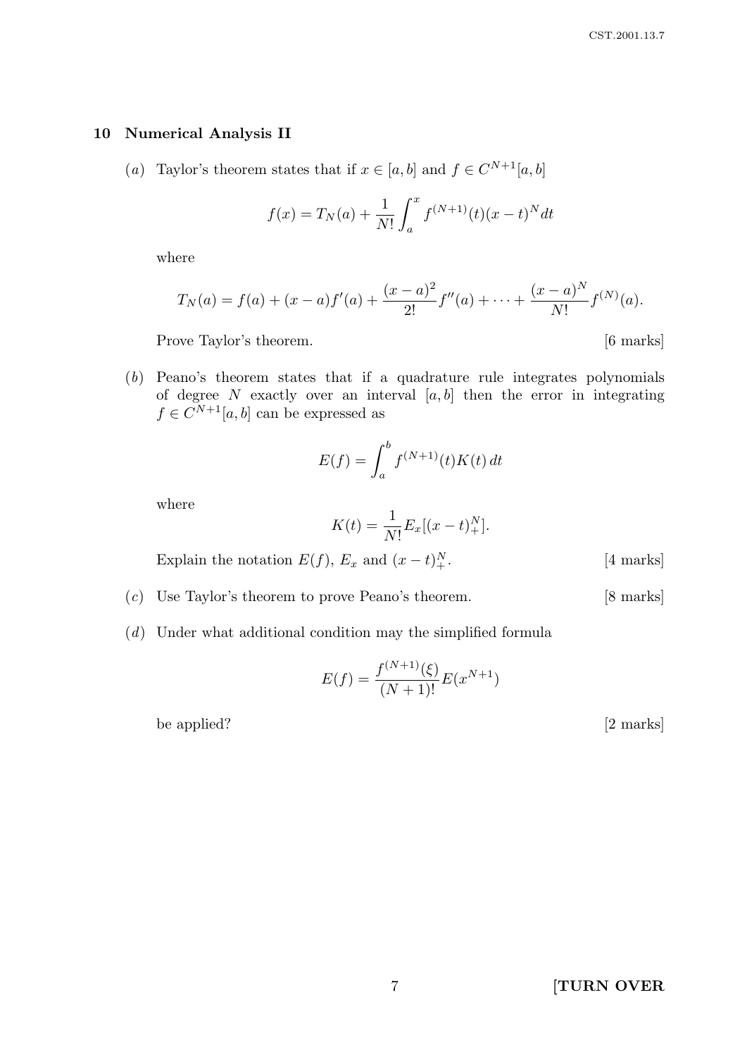## 10 Numerical Analysis II

(*a*) Taylor's theorem states that if $x \in [a, b]$ and $f \in C^{N+1}[a, b]$

$$f(x) = T_N(a) + \frac{1}{N!}\int_a^x f^{(N+1)}(t)(x-t)^N dt$$

where

$$T_N(a) = f(a) + (x-a)f'(a) + \frac{(x-a)^2}{2!}f''(a) + \cdots + \frac{(x-a)^N}{N!}f^{(N)}(a).$$

Prove Taylor's theorem. [6 marks]

(*b*) Peano's theorem states that if a quadrature rule integrates polynomials of degree $N$ exactly over an interval $[a, b]$ then the error in integrating $f \in C^{N+1}[a, b]$ can be expressed as

$$E(f) = \int_a^b f^{(N+1)}(t)K(t)\, dt$$

where

$$K(t) = \frac{1}{N!}E_x[(x-t)_+^N].$$

Explain the notation $E(f)$, $E_x$ and $(x-t)_+^N$. [4 marks]

(*c*) Use Taylor's theorem to prove Peano's theorem. [8 marks]

(*d*) Under what additional condition may the simplified formula

$$E(f) = \frac{f^{(N+1)}(\xi)}{(N+1)!}E(x^{N+1})$$

be applied? [2 marks]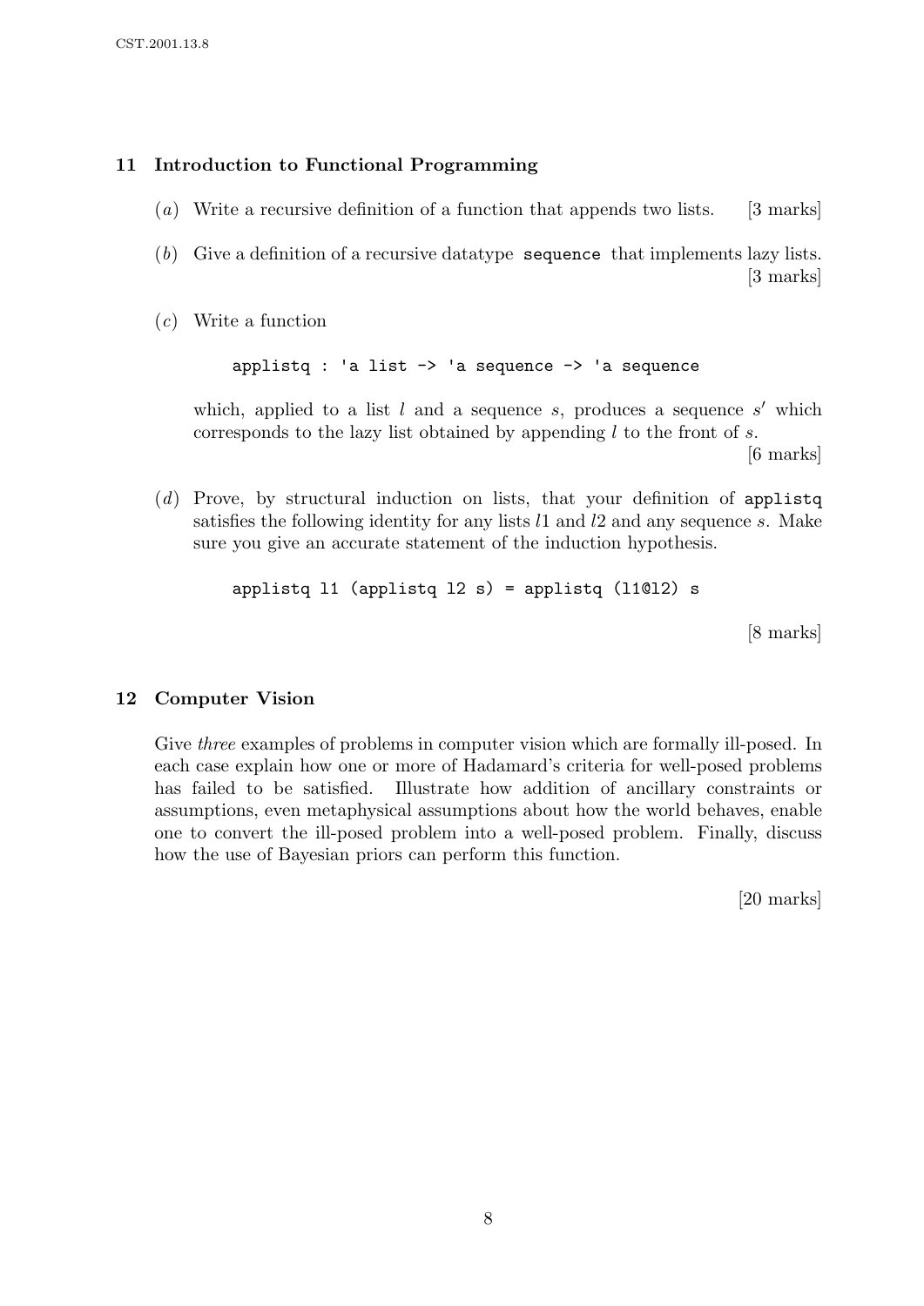## 11 Introduction to Functional Programming

(*a*) Write a recursive definition of a function that appends two lists. [3 marks]

(*b*) Give a definition of a recursive datatype `sequence` that implements lazy lists. [3 marks]

(*c*) Write a function

```
applistq : 'a list -> 'a sequence -> 'a sequence
```

which, applied to a list $l$ and a sequence $s$, produces a sequence $s'$ which corresponds to the lazy list obtained by appending $l$ to the front of $s$.

[6 marks]

(*d*) Prove, by structural induction on lists, that your definition of `applistq` satisfies the following identity for any lists $l1$ and $l2$ and any sequence $s$. Make sure you give an accurate statement of the induction hypothesis.

```
applistq l1 (applistq l2 s) = applistq (l1@l2) s
```

[8 marks]

## 12 Computer Vision

Give *three* examples of problems in computer vision which are formally ill-posed. In each case explain how one or more of Hadamard's criteria for well-posed problems has failed to be satisfied. Illustrate how addition of ancillary constraints or assumptions, even metaphysical assumptions about how the world behaves, enable one to convert the ill-posed problem into a well-posed problem. Finally, discuss how the use of Bayesian priors can perform this function.

[20 marks]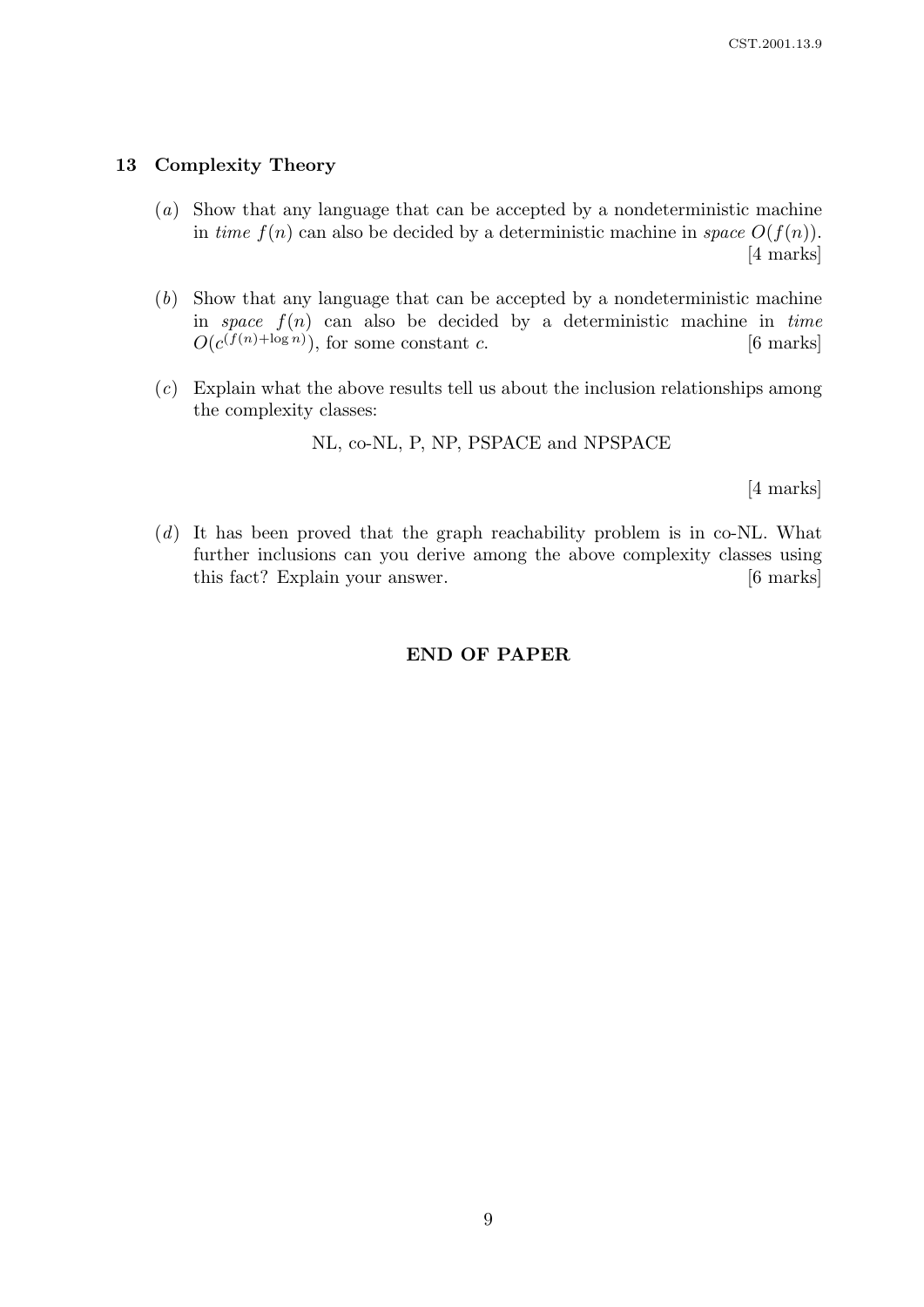## 13 Complexity Theory

(*a*) Show that any language that can be accepted by a nondeterministic machine in *time* $f(n)$ can also be decided by a deterministic machine in *space* $O(f(n))$. [4 marks]

(*b*) Show that any language that can be accepted by a nondeterministic machine in *space* $f(n)$ can also be decided by a deterministic machine in *time* $O(c^{(f(n)+\log n)})$, for some constant $c$. [6 marks]

(*c*) Explain what the above results tell us about the inclusion relationships among the complexity classes:

NL, co-NL, P, NP, PSPACE and NPSPACE

[4 marks]

(*d*) It has been proved that the graph reachability problem is in co-NL. What further inclusions can you derive among the above complexity classes using this fact? Explain your answer. [6 marks]

**END OF PAPER**